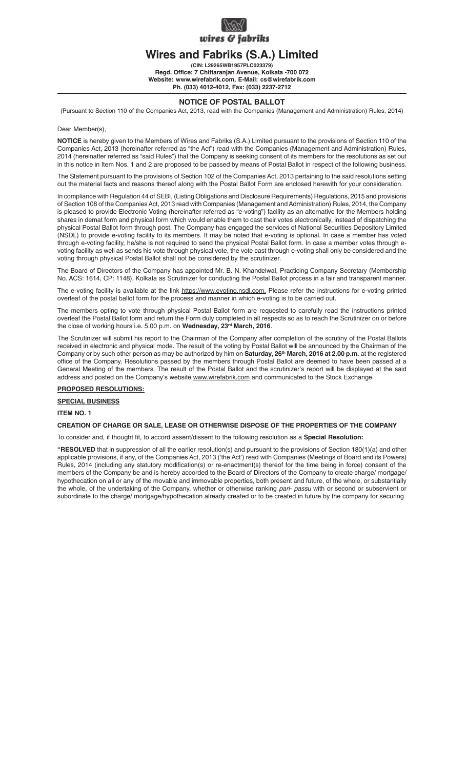wires & fabriks

# Wires and Fabriks (S.A.) Limited

**(CIN: L29265WB1957PLC023379)**
**Regd. Office: 7 Chittaranjan Avenue, Kolkata -700 072**
**Website: www.wirefabrik.com, E-Mail: cs@wirefabrik.com**
**Ph. (033) 4012-4012, Fax: (033) 2237-2712**

## NOTICE OF POSTAL BALLOT

(Pursuant to Section 110 of the Companies Act, 2013, read with the Companies (Management and Administration) Rules, 2014)

Dear Member(s),

**NOTICE** is hereby given to the Members of Wires and Fabriks (S.A.) Limited pursuant to the provisions of Section 110 of the Companies Act, 2013 (hereinafter referred as "the Act") read with the Companies (Management and Administration) Rules, 2014 (hereinafter referred as "said Rules") that the Company is seeking consent of its members for the resolutions as set out in this notice in Item Nos. 1 and 2 are proposed to be passed by means of Postal Ballot in respect of the following business.

The Statement pursuant to the provisions of Section 102 of the Companies Act, 2013 pertaining to the said resolutions setting out the material facts and reasons thereof along with the Postal Ballot Form are enclosed herewith for your consideration.

In compliance with Regulation 44 of SEBI, (Listing Obligations and Disclosure Requirements) Regulations, 2015 and provisions of Section 108 of the Companies Act, 2013 read with Companies (Management and Administration) Rules, 2014, the Company is pleased to provide Electronic Voting (hereinafter referred as "e-voting") facility as an alternative for the Members holding shares in demat form and physical form which would enable them to cast their votes electronically, instead of dispatching the physical Postal Ballot form through post. The Company has engaged the services of National Securities Depository Limited (NSDL) to provide e-voting facility to its members. It may be noted that e-voting is optional. In case a member has voted through e-voting facility, he/she is not required to send the physical Postal Ballot form. In case a member votes through e-voting facility as well as sends his vote through physical vote, the vote cast through e-voting shall only be considered and the voting through physical Postal Ballot shall not be considered by the scrutinizer.

The Board of Directors of the Company has appointed Mr. B. N. Khandelwal, Practicing Company Secretary (Membership No. ACS: 1614, CP: 1148), Kolkata as Scrutinizer for conducting the Postal Ballot process in a fair and transparent manner.

The e-voting facility is available at the link https://www.evoting.nsdl.com. Please refer the instructions for e-voting printed overleaf of the postal ballot form for the process and manner in which e-voting is to be carried out.

The members opting to vote through physical Postal Ballot form are requested to carefully read the instructions printed overleaf the Postal Ballot form and return the Form duly completed in all respects so as to reach the Scrutinizer on or before the close of working hours i.e. 5.00 p.m. on **Wednesday, 23rd March, 2016**.

The Scrutinizer will submit his report to the Chairman of the Company after completion of the scrutiny of the Postal Ballots received in electronic and physical mode. The result of the voting by Postal Ballot will be announced by the Chairman of the Company or by such other person as may be authorized by him on **Saturday, 26th March, 2016 at 2.00 p.m.** at the registered office of the Company. Resolutions passed by the members through Postal Ballot are deemed to have been passed at a General Meeting of the members. The result of the Postal Ballot and the scrutinizer's report will be displayed at the said address and posted on the Company's website www.wirefabrik.com and communicated to the Stock Exchange.

**PROPOSED RESOLUTIONS:**

**SPECIAL BUSINESS**

**ITEM NO. 1**

**CREATION OF CHARGE OR SALE, LEASE OR OTHERWISE DISPOSE OF THE PROPERTIES OF THE COMPANY**

To consider and, if thought fit, to accord assent/dissent to the following resolution as a **Special Resolution:**

"**RESOLVED** that in suppression of all the earlier resolution(s) and pursuant to the provisions of Section 180(1)(a) and other applicable provisions, if any, of the Companies Act, 2013 ('the Act') read with Companies (Meetings of Board and its Powers) Rules, 2014 (including any statutory modification(s) or re-enactment(s) thereof for the time being in force) consent of the members of the Company be and is hereby accorded to the Board of Directors of the Company to create charge/ mortgage/ hypothecation on all or any of the movable and immovable properties, both present and future, of the whole, or substantially the whole, of the undertaking of the Company, whether or otherwise ranking *pari- passu* with or second or subservient or subordinate to the charge/ mortgage/hypothecation already created or to be created in future by the company for securing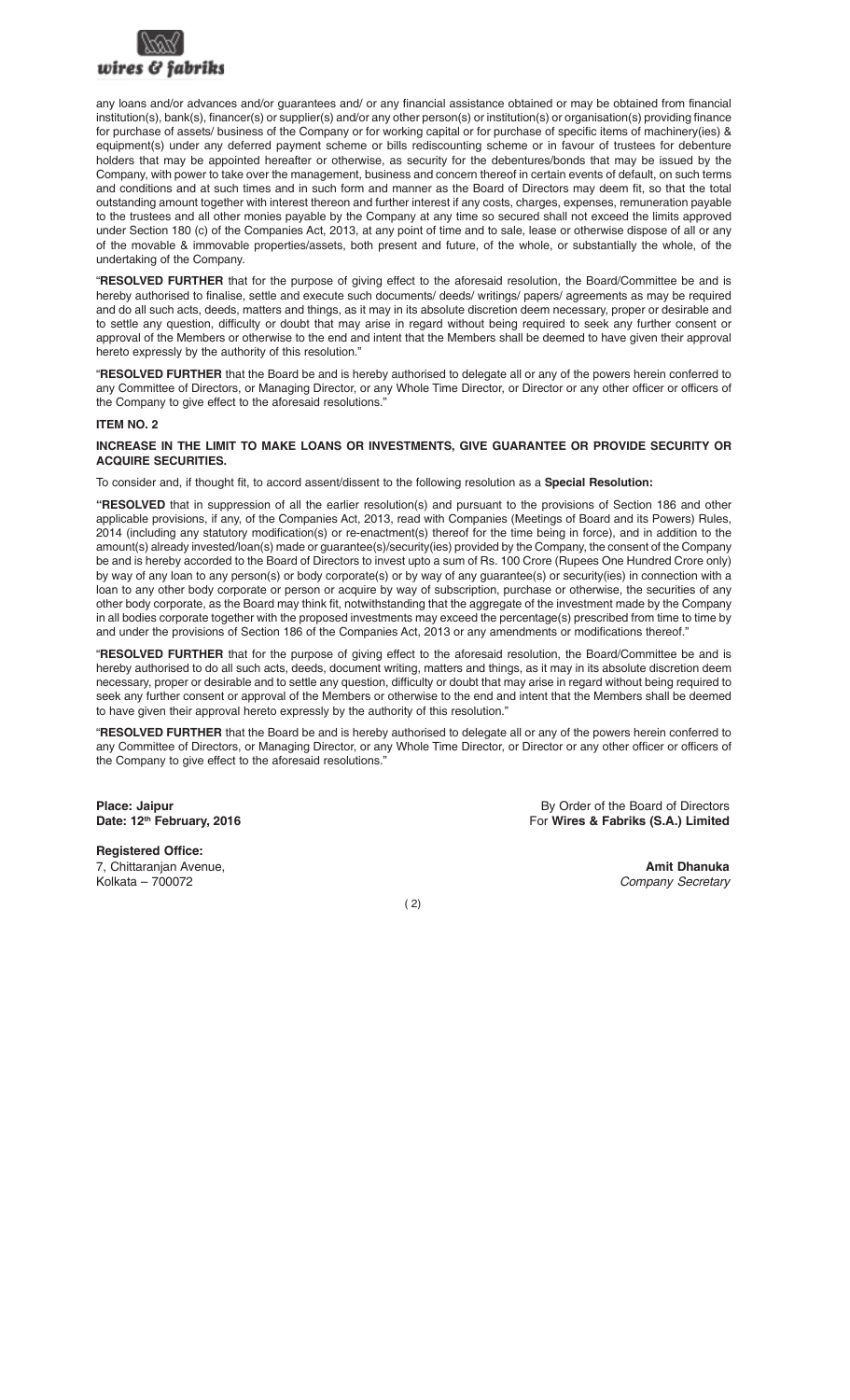any loans and/or advances and/or guarantees and/ or any financial assistance obtained or may be obtained from financial institution(s), bank(s), financer(s) or supplier(s) and/or any other person(s) or institution(s) or organisation(s) providing finance for purchase of assets/ business of the Company or for working capital or for purchase of specific items of machinery(ies) & equipment(s) under any deferred payment scheme or bills rediscounting scheme or in favour of trustees for debenture holders that may be appointed hereafter or otherwise, as security for the debentures/bonds that may be issued by the Company, with power to take over the management, business and concern thereof in certain events of default, on such terms and conditions and at such times and in such form and manner as the Board of Directors may deem fit, so that the total outstanding amount together with interest thereon and further interest if any costs, charges, expenses, remuneration payable to the trustees and all other monies payable by the Company at any time so secured shall not exceed the limits approved under Section 180 (c) of the Companies Act, 2013, at any point of time and to sale, lease or otherwise dispose of all or any of the movable & immovable properties/assets, both present and future, of the whole, or substantially the whole, of the undertaking of the Company.

"**RESOLVED FURTHER** that for the purpose of giving effect to the aforesaid resolution, the Board/Committee be and is hereby authorised to finalise, settle and execute such documents/ deeds/ writings/ papers/ agreements as may be required and do all such acts, deeds, matters and things, as it may in its absolute discretion deem necessary, proper or desirable and to settle any question, difficulty or doubt that may arise in regard without being required to seek any further consent or approval of the Members or otherwise to the end and intent that the Members shall be deemed to have given their approval hereto expressly by the authority of this resolution."

"**RESOLVED FURTHER** that the Board be and is hereby authorised to delegate all or any of the powers herein conferred to any Committee of Directors, or Managing Director, or any Whole Time Director, or Director or any other officer or officers of the Company to give effect to the aforesaid resolutions."

**ITEM NO. 2**

**INCREASE IN THE LIMIT TO MAKE LOANS OR INVESTMENTS, GIVE GUARANTEE OR PROVIDE SECURITY OR ACQUIRE SECURITIES.**

To consider and, if thought fit, to accord assent/dissent to the following resolution as a **Special Resolution:**

"**RESOLVED** that in suppression of all the earlier resolution(s) and pursuant to the provisions of Section 186 and other applicable provisions, if any, of the Companies Act, 2013, read with Companies (Meetings of Board and its Powers) Rules, 2014 (including any statutory modification(s) or re-enactment(s) thereof for the time being in force), and in addition to the amount(s) already invested/loan(s) made or guarantee(s)/security(ies) provided by the Company, the consent of the Company be and is hereby accorded to the Board of Directors to invest upto a sum of Rs. 100 Crore (Rupees One Hundred Crore only) by way of any loan to any person(s) or body corporate(s) or by way of any guarantee(s) or security(ies) in connection with a loan to any other body corporate or person or acquire by way of subscription, purchase or otherwise, the securities of any other body corporate, as the Board may think fit, notwithstanding that the aggregate of the investment made by the Company in all bodies corporate together with the proposed investments may exceed the percentage(s) prescribed from time to time by and under the provisions of Section 186 of the Companies Act, 2013 or any amendments or modifications thereof."

"**RESOLVED FURTHER** that for the purpose of giving effect to the aforesaid resolution, the Board/Committee be and is hereby authorised to do all such acts, deeds, document writing, matters and things, as it may in its absolute discretion deem necessary, proper or desirable and to settle any question, difficulty or doubt that may arise in regard without being required to seek any further consent or approval of the Members or otherwise to the end and intent that the Members shall be deemed to have given their approval hereto expressly by the authority of this resolution."

"**RESOLVED FURTHER** that the Board be and is hereby authorised to delegate all or any of the powers herein conferred to any Committee of Directors, or Managing Director, or any Whole Time Director, or Director or any other officer or officers of the Company to give effect to the aforesaid resolutions."

**Place: Jaipur**
**Date: 12th February, 2016**

By Order of the Board of Directors
For **Wires & Fabriks (S.A.) Limited**

**Registered Office:**
7, Chittaranjan Avenue,
Kolkata – 700072

**Amit Dhanuka**
*Company Secretary*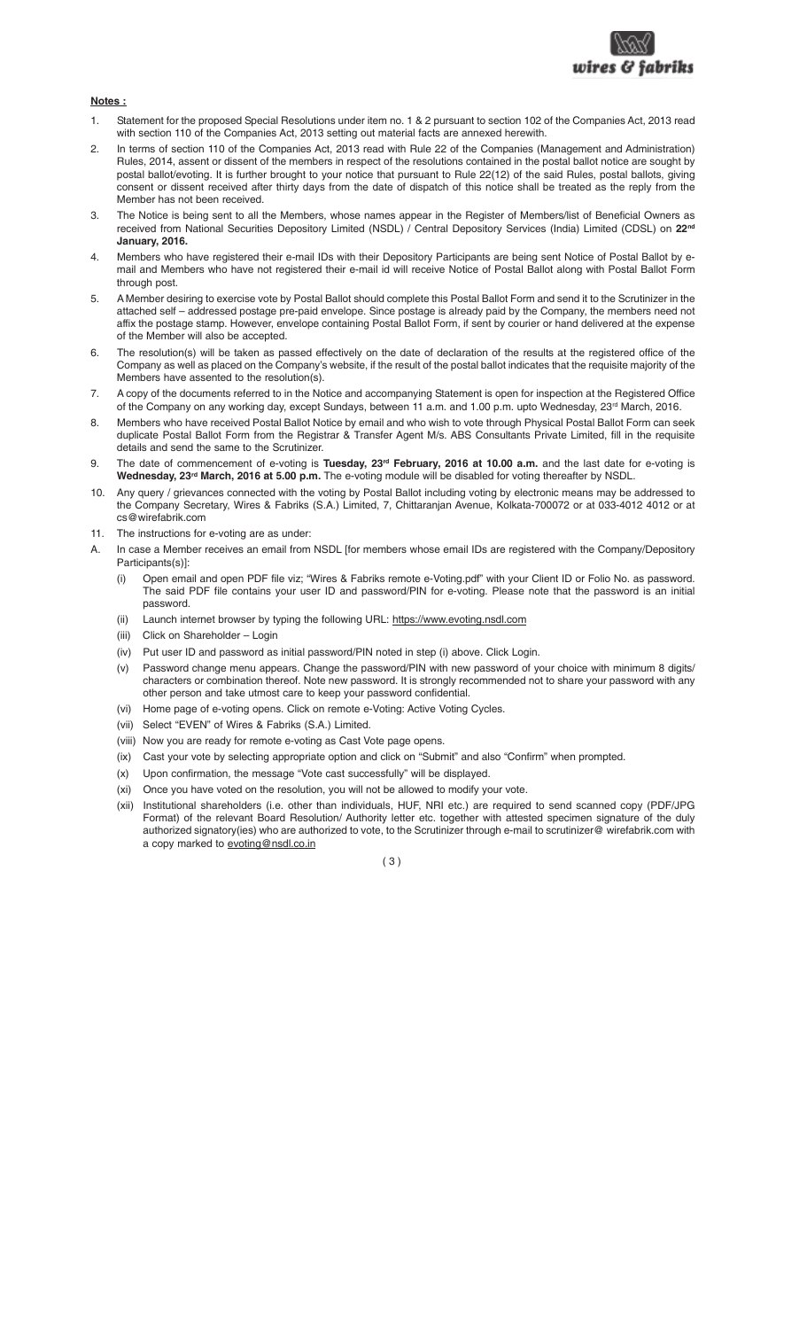**Notes :**

1. Statement for the proposed Special Resolutions under item no. 1 & 2 pursuant to section 102 of the Companies Act, 2013 read with section 110 of the Companies Act, 2013 setting out material facts are annexed herewith.
2. In terms of section 110 of the Companies Act, 2013 read with Rule 22 of the Companies (Management and Administration) Rules, 2014, assent or dissent of the members in respect of the resolutions contained in the postal ballot notice are sought by postal ballot/evoting. It is further brought to your notice that pursuant to Rule 22(12) of the said Rules, postal ballots, giving consent or dissent received after thirty days from the date of dispatch of this notice shall be treated as the reply from the Member has not been received.
3. The Notice is being sent to all the Members, whose names appear in the Register of Members/list of Beneficial Owners as received from National Securities Depository Limited (NSDL) / Central Depository Services (India) Limited (CDSL) on **22nd January, 2016.**
4. Members who have registered their e-mail IDs with their Depository Participants are being sent Notice of Postal Ballot by e-mail and Members who have not registered their e-mail id will receive Notice of Postal Ballot along with Postal Ballot Form through post.
5. A Member desiring to exercise vote by Postal Ballot should complete this Postal Ballot Form and send it to the Scrutinizer in the attached self – addressed postage pre-paid envelope. Since postage is already paid by the Company, the members need not affix the postage stamp. However, envelope containing Postal Ballot Form, if sent by courier or hand delivered at the expense of the Member will also be accepted.
6. The resolution(s) will be taken as passed effectively on the date of declaration of the results at the registered office of the Company as well as placed on the Company's website, if the result of the postal ballot indicates that the requisite majority of the Members have assented to the resolution(s).
7. A copy of the documents referred to in the Notice and accompanying Statement is open for inspection at the Registered Office of the Company on any working day, except Sundays, between 11 a.m. and 1.00 p.m. upto Wednesday, 23rd March, 2016.
8. Members who have received Postal Ballot Notice by email and who wish to vote through Physical Postal Ballot Form can seek duplicate Postal Ballot Form from the Registrar & Transfer Agent M/s. ABS Consultants Private Limited, fill in the requisite details and send the same to the Scrutinizer.
9. The date of commencement of e-voting is **Tuesday, 23rd February, 2016 at 10.00 a.m.** and the last date for e-voting is **Wednesday, 23rd March, 2016 at 5.00 p.m.** The e-voting module will be disabled for voting thereafter by NSDL.
10. Any query / grievances connected with the voting by Postal Ballot including voting by electronic means may be addressed to the Company Secretary, Wires & Fabriks (S.A.) Limited, 7, Chittaranjan Avenue, Kolkata-700072 or at 033-4012 4012 or at cs@wirefabrik.com
11. The instructions for e-voting are as under:

A. In case a Member receives an email from NSDL [for members whose email IDs are registered with the Company/Depository Participants(s)]:

   (i) Open email and open PDF file viz; "Wires & Fabriks remote e-Voting.pdf" with your Client ID or Folio No. as password. The said PDF file contains your user ID and password/PIN for e-voting. Please note that the password is an initial password.

   (ii) Launch internet browser by typing the following URL: https://www.evoting.nsdl.com

   (iii) Click on Shareholder – Login

   (iv) Put user ID and password as initial password/PIN noted in step (i) above. Click Login.

   (v) Password change menu appears. Change the password/PIN with new password of your choice with minimum 8 digits/ characters or combination thereof. Note new password. It is strongly recommended not to share your password with any other person and take utmost care to keep your password confidential.

   (vi) Home page of e-voting opens. Click on remote e-Voting: Active Voting Cycles.

   (vii) Select "EVEN" of Wires & Fabriks (S.A.) Limited.

   (viii) Now you are ready for remote e-voting as Cast Vote page opens.

   (ix) Cast your vote by selecting appropriate option and click on "Submit" and also "Confirm" when prompted.

   (x) Upon confirmation, the message "Vote cast successfully" will be displayed.

   (xi) Once you have voted on the resolution, you will not be allowed to modify your vote.

   (xii) Institutional shareholders (i.e. other than individuals, HUF, NRI etc.) are required to send scanned copy (PDF/JPG Format) of the relevant Board Resolution/ Authority letter etc. together with attested specimen signature of the duly authorized signatory(ies) who are authorized to vote, to the Scrutinizer through e-mail to scrutinizer@ wirefabrik.com with a copy marked to evoting@nsdl.co.in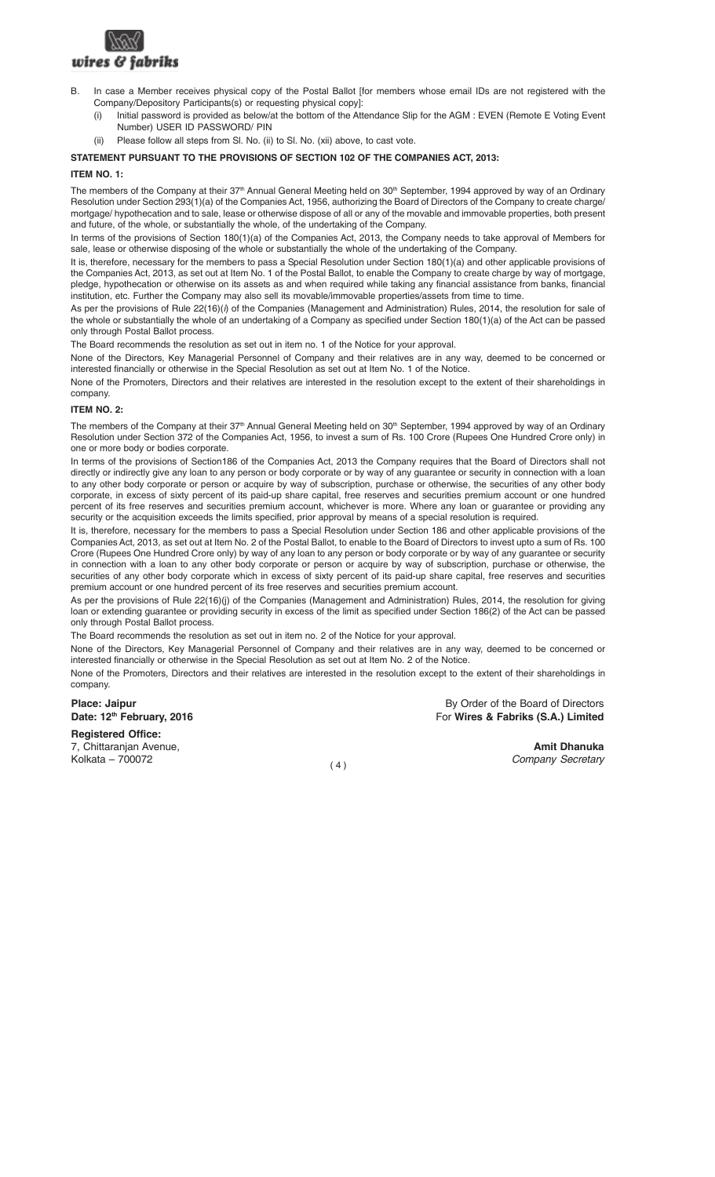B. In case a Member receives physical copy of the Postal Ballot [for members whose email IDs are not registered with the Company/Depository Participants(s) or requesting physical copy]:

   (i) Initial password is provided as below/at the bottom of the Attendance Slip for the AGM : EVEN (Remote E Voting Event Number) USER ID PASSWORD/ PIN

   (ii) Please follow all steps from Sl. No. (ii) to Sl. No. (xii) above, to cast vote.

**STATEMENT PURSUANT TO THE PROVISIONS OF SECTION 102 OF THE COMPANIES ACT, 2013:**

**ITEM NO. 1:**

The members of the Company at their 37th Annual General Meeting held on 30th September, 1994 approved by way of an Ordinary Resolution under Section 293(1)(a) of the Companies Act, 1956, authorizing the Board of Directors of the Company to create charge/ mortgage/ hypothecation and to sale, lease or otherwise dispose of all or any of the movable and immovable properties, both present and future, of the whole, or substantially the whole, of the undertaking of the Company.

In terms of the provisions of Section 180(1)(a) of the Companies Act, 2013, the Company needs to take approval of Members for sale, lease or otherwise disposing of the whole or substantially the whole of the undertaking of the Company.

It is, therefore, necessary for the members to pass a Special Resolution under Section 180(1)(a) and other applicable provisions of the Companies Act, 2013, as set out at Item No. 1 of the Postal Ballot, to enable the Company to create charge by way of mortgage, pledge, hypothecation or otherwise on its assets as and when required while taking any financial assistance from banks, financial institution, etc. Further the Company may also sell its movable/immovable properties/assets from time to time.

As per the provisions of Rule 22(16)(*i*) of the Companies (Management and Administration) Rules, 2014, the resolution for sale of the whole or substantially the whole of an undertaking of a Company as specified under Section 180(1)(a) of the Act can be passed only through Postal Ballot process.

The Board recommends the resolution as set out in item no. 1 of the Notice for your approval.

None of the Directors, Key Managerial Personnel of Company and their relatives are in any way, deemed to be concerned or interested financially or otherwise in the Special Resolution as set out at Item No. 1 of the Notice.

None of the Promoters, Directors and their relatives are interested in the resolution except to the extent of their shareholdings in company.

**ITEM NO. 2:**

The members of the Company at their 37th Annual General Meeting held on 30th September, 1994 approved by way of an Ordinary Resolution under Section 372 of the Companies Act, 1956, to invest a sum of Rs. 100 Crore (Rupees One Hundred Crore only) in one or more body or bodies corporate.

In terms of the provisions of Section186 of the Companies Act, 2013 the Company requires that the Board of Directors shall not directly or indirectly give any loan to any person or body corporate or by way of any guarantee or security in connection with a loan to any other body corporate or person or acquire by way of subscription, purchase or otherwise, the securities of any other body corporate, in excess of sixty percent of its paid-up share capital, free reserves and securities premium account or one hundred percent of its free reserves and securities premium account, whichever is more. Where any loan or guarantee or providing any security or the acquisition exceeds the limits specified, prior approval by means of a special resolution is required.

It is, therefore, necessary for the members to pass a Special Resolution under Section 186 and other applicable provisions of the Companies Act, 2013, as set out at Item No. 2 of the Postal Ballot, to enable to the Board of Directors to invest upto a sum of Rs. 100 Crore (Rupees One Hundred Crore only) by way of any loan to any person or body corporate or by way of any guarantee or security in connection with a loan to any other body corporate or person or acquire by way of subscription, purchase or otherwise, the securities of any other body corporate which in excess of sixty percent of its paid-up share capital, free reserves and securities premium account or one hundred percent of its free reserves and securities premium account.

As per the provisions of Rule 22(16)(j) of the Companies (Management and Administration) Rules, 2014, the resolution for giving loan or extending guarantee or providing security in excess of the limit as specified under Section 186(2) of the Act can be passed only through Postal Ballot process.

The Board recommends the resolution as set out in item no. 2 of the Notice for your approval.

None of the Directors, Key Managerial Personnel of Company and their relatives are in any way, deemed to be concerned or interested financially or otherwise in the Special Resolution as set out at Item No. 2 of the Notice.

None of the Promoters, Directors and their relatives are interested in the resolution except to the extent of their shareholdings in company.

**Place: Jaipur**
**Date: 12th February, 2016**

**Registered Office:**
7, Chittaranjan Avenue,
Kolkata – 700072

By Order of the Board of Directors
For **Wires & Fabriks (S.A.) Limited**

**Amit Dhanuka**
*Company Secretary*